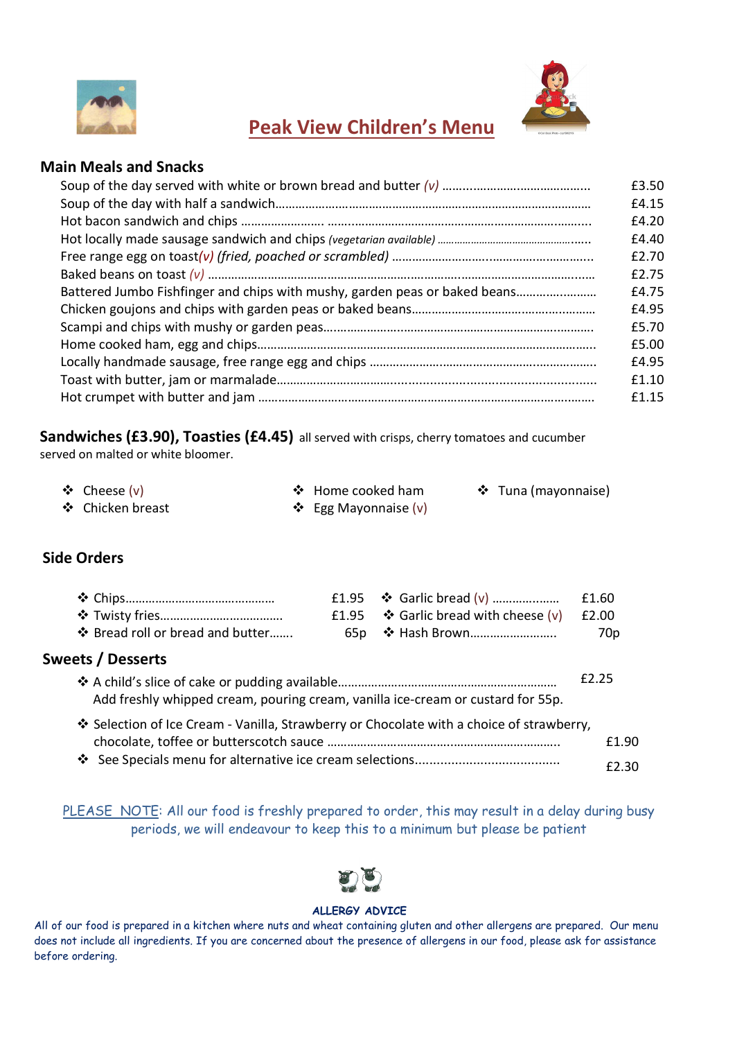# Peak View Children's Menu

## Main Meals and Snacks

| Item | Price |
|---|---|
| Soup of the day served with white or brown bread and butter *(v)* | £3.50 |
| Soup of the day with half a sandwich | £4.15 |
| Hot bacon sandwich and chips | £4.20 |
| Hot locally made sausage sandwich and chips *(vegetarian available)* | £4.40 |
| Free range egg on toast *(v) (fried, poached or scrambled)* | £2.70 |
| Baked beans on toast *(v)* | £2.75 |
| Battered Jumbo Fishfinger and chips with mushy, garden peas or baked beans | £4.75 |
| Chicken goujons and chips with garden peas or baked beans | £4.95 |
| Scampi and chips with mushy or garden peas | £5.70 |
| Home cooked ham, egg and chips | £5.00 |
| Locally handmade sausage, free range egg and chips | £4.95 |
| Toast with butter, jam or marmalade | £1.10 |
| Hot crumpet with butter and jam | £1.15 |

## Sandwiches (£3.90), Toasties (£4.45) all served with crisps, cherry tomatoes and cucumber

served on malted or white bloomer.

- Cheese (v)
- Chicken breast
- Home cooked ham
- Egg Mayonnaise (v)
- Tuna (mayonnaise)

## Side Orders

| Item | Price | Item | Price |
|---|---|---|---|
| Chips | £1.95 | Garlic bread (v) | £1.60 |
| Twisty fries | £1.95 | Garlic bread with cheese (v) | £2.00 |
| Bread roll or bread and butter | 65p | Hash Brown | 70p |

## Sweets / Desserts

- A child's slice of cake or pudding available .................... £2.25
  Add freshly whipped cream, pouring cream, vanilla ice-cream or custard for 55p.
- Selection of Ice Cream - Vanilla, Strawberry or Chocolate with a choice of strawberry, chocolate, toffee or butterscotch sauce .................... £1.90
- See Specials menu for alternative ice cream selections .................... £2.30

PLEASE NOTE: All our food is freshly prepared to order, this may result in a delay during busy periods, we will endeavour to keep this to a minimum but please be patient

**ALLERGY ADVICE**

*All of our food is prepared in a kitchen where nuts and wheat containing gluten and other allergens are prepared. Our menu does not include all ingredients. If you are concerned about the presence of allergens in our food, please ask for assistance before ordering.*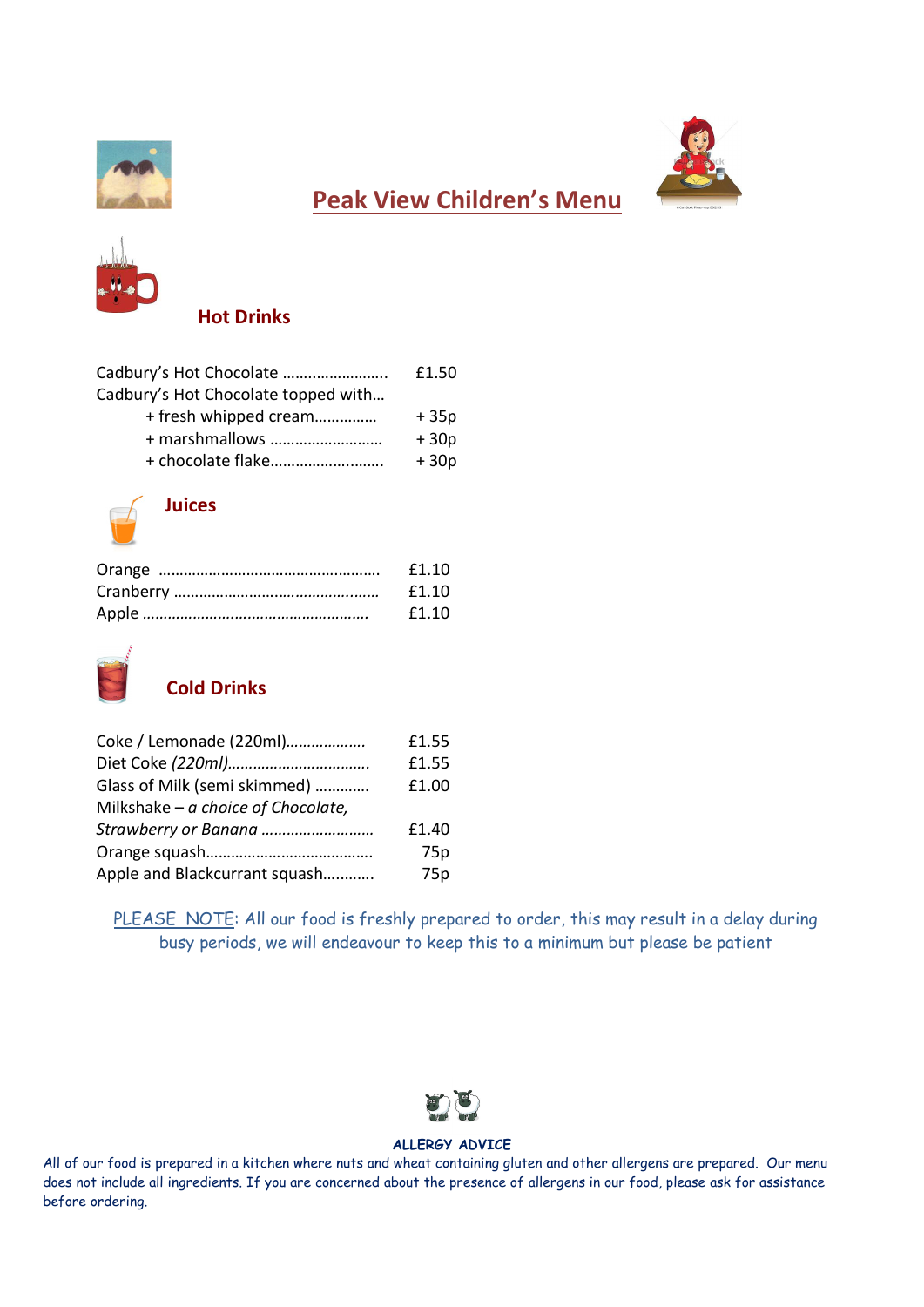# Peak View Children's Menu

## Hot Drinks

| | |
|---|---|
| Cadbury's Hot Chocolate …………………….. | £1.50 |
| Cadbury's Hot Chocolate topped with… | |
| + fresh whipped cream………….. | + 35p |
| + marshmallows ……………………… | + 30p |
| + chocolate flake……………………… | + 30p |

## Juices

| | |
|---|---|
| Orange …………………………………………… | £1.10 |
| Cranberry ………………………………………… | £1.10 |
| Apple ……………………………………………… | £1.10 |

## Cold Drinks

| | |
|---|---|
| Coke / Lemonade (220ml)……………… | £1.55 |
| Diet Coke *(220ml)*…………………………… | £1.55 |
| Glass of Milk (semi skimmed) ………… | £1.00 |
| Milkshake – *a choice of Chocolate, Strawberry or Banana* ……………………… | £1.40 |
| Orange squash………………………………… | 75p |
| Apple and Blackcurrant squash……….. | 75p |

PLEASE NOTE: All our food is freshly prepared to order, this may result in a delay during busy periods, we will endeavour to keep this to a minimum but please be patient

**ALLERGY ADVICE**

All of our food is prepared in a kitchen where nuts and wheat containing gluten and other allergens are prepared. Our menu does not include all ingredients. If you are concerned about the presence of allergens in our food, please ask for assistance before ordering.